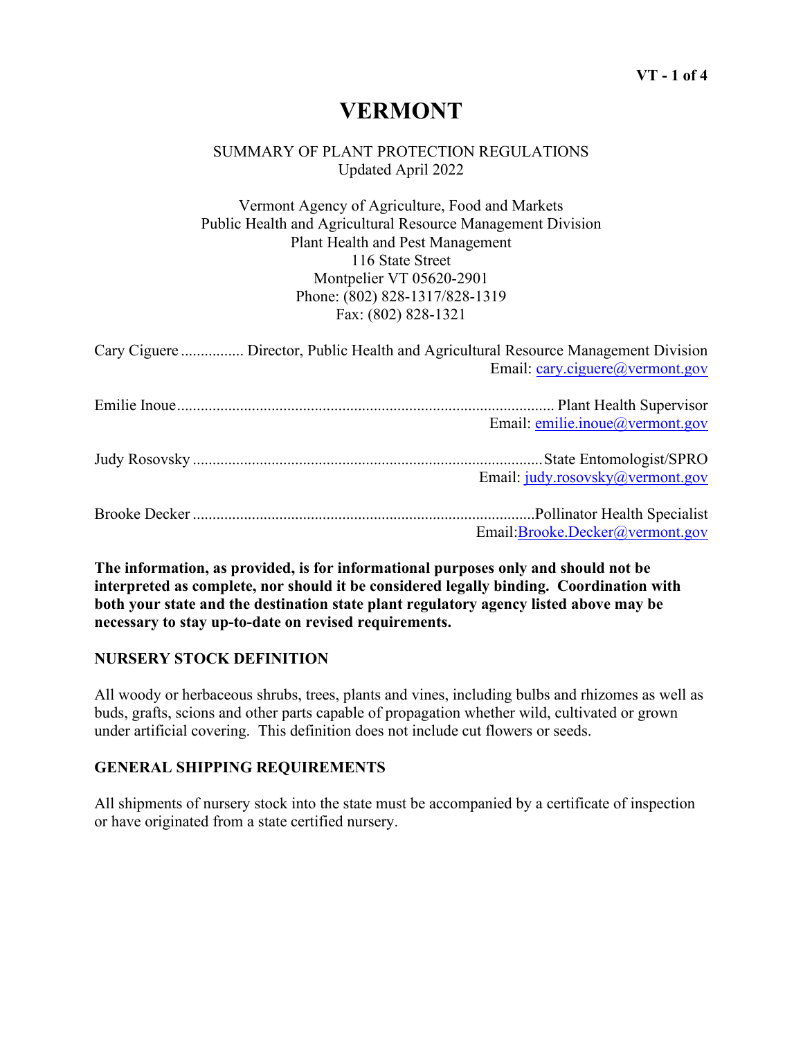# VERMONT

SUMMARY OF PLANT PROTECTION REGULATIONS
Updated April 2022

Vermont Agency of Agriculture, Food and Markets
Public Health and Agricultural Resource Management Division
Plant Health and Pest Management
116 State Street
Montpelier VT 05620-2901
Phone: (802) 828-1317/828-1319
Fax: (802) 828-1321

Cary Ciguere ................ Director, Public Health and Agricultural Resource Management Division
Email: cary.ciguere@vermont.gov

Emilie Inoue ................................................................................................ Plant Health Supervisor
Email: emilie.inoue@vermont.gov

Judy Rosovsky ........................................................................................State Entomologist/SPRO
Email: judy.rosovsky@vermont.gov

Brooke Decker .......................................................................................Pollinator Health Specialist
Email:Brooke.Decker@vermont.gov

**The information, as provided, is for informational purposes only and should not be interpreted as complete, nor should it be considered legally binding. Coordination with both your state and the destination state plant regulatory agency listed above may be necessary to stay up-to-date on revised requirements.**

## NURSERY STOCK DEFINITION

All woody or herbaceous shrubs, trees, plants and vines, including bulbs and rhizomes as well as buds, grafts, scions and other parts capable of propagation whether wild, cultivated or grown under artificial covering. This definition does not include cut flowers or seeds.

## GENERAL SHIPPING REQUIREMENTS

All shipments of nursery stock into the state must be accompanied by a certificate of inspection or have originated from a state certified nursery.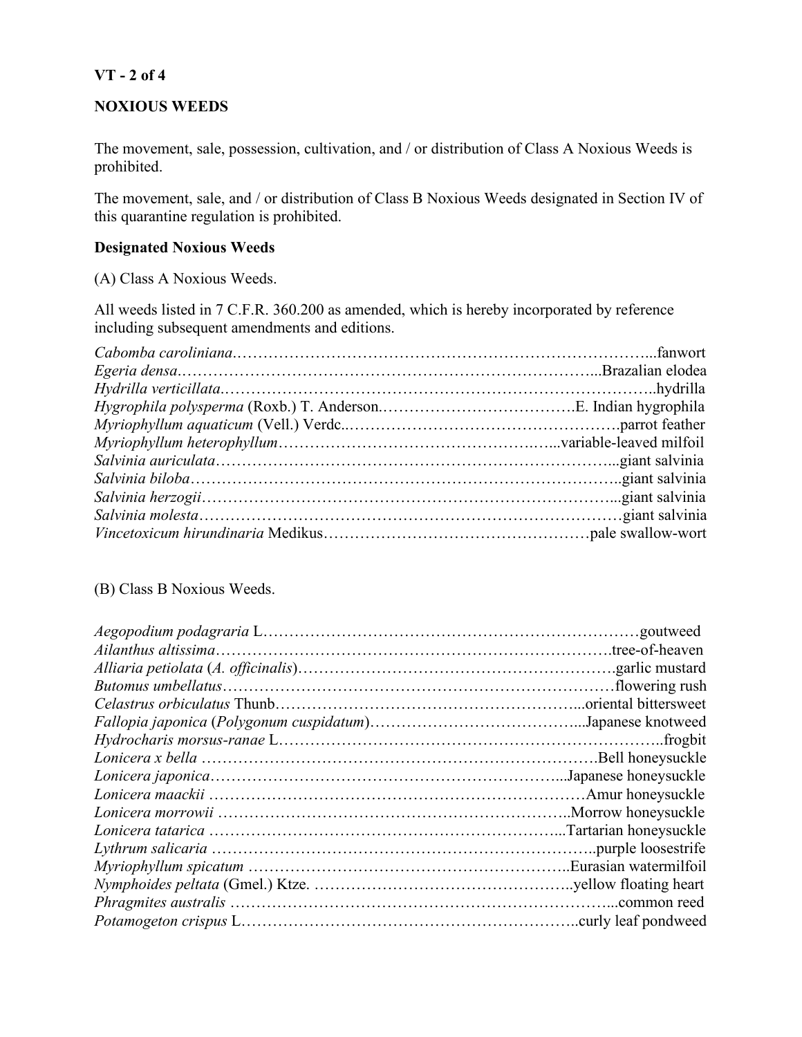**NOXIOUS WEEDS**

The movement, sale, possession, cultivation, and / or distribution of Class A Noxious Weeds is prohibited.

The movement, sale, and / or distribution of Class B Noxious Weeds designated in Section IV of this quarantine regulation is prohibited.

**Designated Noxious Weeds**

(A) Class A Noxious Weeds.

All weeds listed in 7 C.F.R. 360.200 as amended, which is hereby incorporated by reference including subsequent amendments and editions.

*Cabomba caroliniana*……………………………………………………………………...fanwort
*Egeria densa*……………………………………………………………………...Brazalian elodea
*Hydrilla verticillata*.……………………………………………………………………..hydrilla
*Hygrophila polysperma* (Roxb.) T. Anderson.……………………………….E. Indian hygrophila
*Myriophyllum aquaticum* (Vell.) Verdc..………………………………………….parrot feather
*Myriophyllum heterophyllum*……………………………………….…...variable-leaved milfoil
*Salvinia auriculata*…………………………………………………………………...giant salvinia
*Salvinia biloba*……………………………………………………………………..giant salvinia
*Salvinia herzogii*…………………………………………………………………...giant salvinia
*Salvinia molesta*……………………………………………………………………giant salvinia
*Vincetoxicum hirundinaria* Medikus……………………………………………pale swallow-wort

(B) Class B Noxious Weeds.

*Aegopodium podagraria* L………………………………………………………………goutweed
*Ailanthus altissima*………………………………………………………………….tree-of-heaven
*Alliaria petiolata* (*A. officinalis*)…………………………………………………….garlic mustard
*Butomus umbellatus*………………………………………………………………flowering rush
*Celastrus orbiculatus* Thunb…………………………………………………...oriental bittersweet
*Fallopia japonica* (*Polygonum cuspidatum*)…………………………………...Japanese knotweed
*Hydrocharis morsus-ranae* L……………………………………………………………..frogbit
*Lonicera x bella* ………………………………………………………………….Bell honeysuckle
*Lonicera japonica*…………………………………………………………...Japanese honeysuckle
*Lonicera maackii* ………………………………………………………………Amur honeysuckle
*Lonicera morrowii* …………………………………………………………..Morrow honeysuckle
*Lonicera tatarica* …………………………………………………………...Tartarian honeysuckle
*Lythrum salicaria* ……………………………………………………………….purple loosestrife
*Myriophyllum spicatum* ……………………………………………………..Eurasian watermilfoil
*Nymphoides peltata* (Gmel.) Ktze. …………………………………………..yellow floating heart
*Phragmites australis* ……………………………………………………………...common reed
*Potamogeton crispus* L………………………………………………………..curly leaf pondweed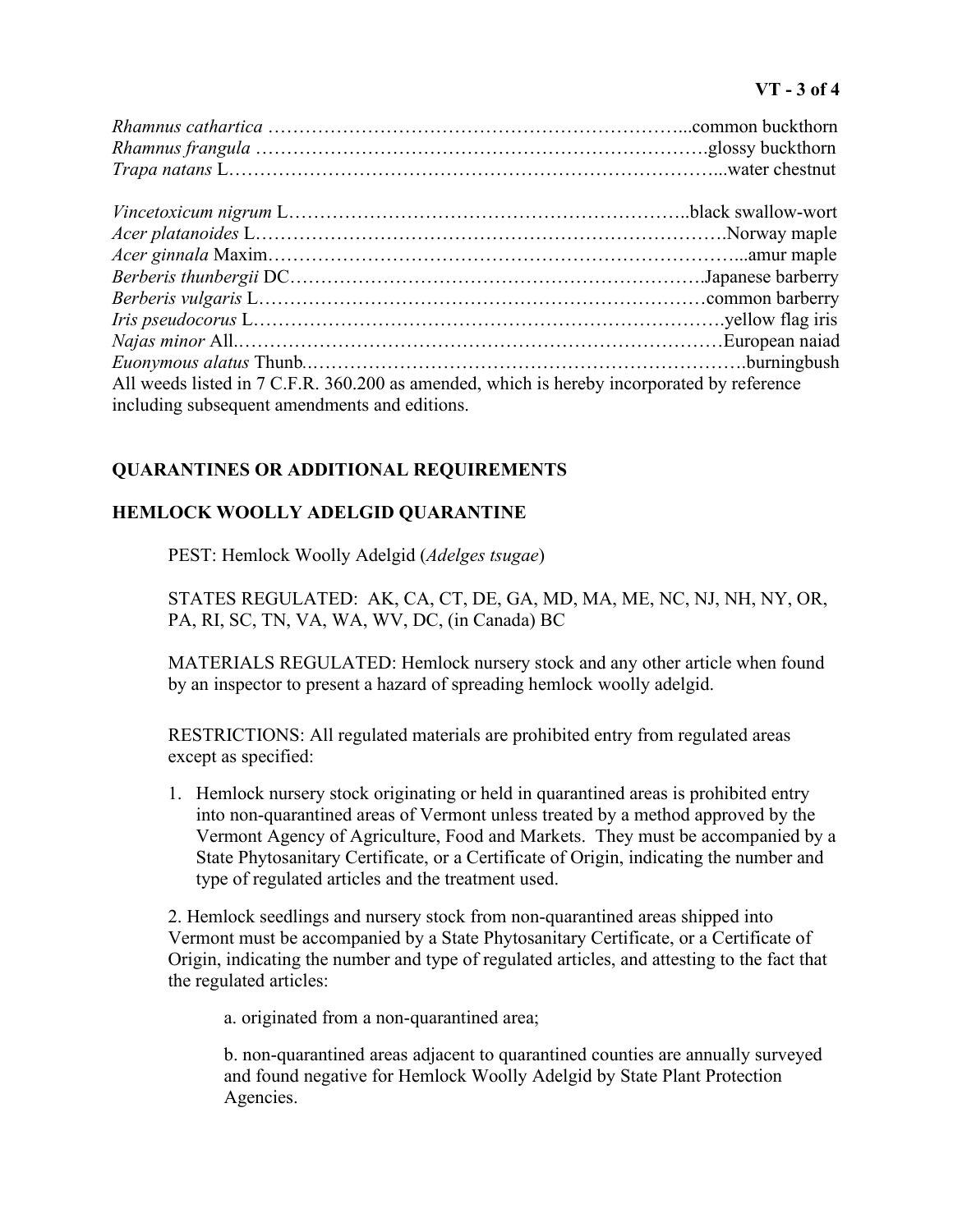*Rhamnus cathartica* ……………………………………………………………...common buckthorn
*Rhamnus frangula* ………………………………………………………………glossy buckthorn
*Trapa natans* L……………………………………………………………………...water chestnut

*Vincetoxicum nigrum* L………………………………………………………..black swallow-wort
*Acer platanoides* L………………………………………………………………….Norway maple
*Acer ginnala* Maxim…………………………………………………………………...amur maple
*Berberis thunbergii* DC………………………………………………………….Japanese barberry
*Berberis vulgaris* L………………………………………………………………common barberry
*Iris pseudocorus* L………………………………………………………………….yellow flag iris
*Najas minor* All.……………………………………………………………………European naiad
*Euonymous alatus* Thunb..…………………………………………………………….burningbush
All weeds listed in 7 C.F.R. 360.200 as amended, which is hereby incorporated by reference including subsequent amendments and editions.

## QUARANTINES OR ADDITIONAL REQUIREMENTS

## HEMLOCK WOOLLY ADELGID QUARANTINE

PEST: Hemlock Woolly Adelgid (*Adelges tsugae*)

STATES REGULATED: AK, CA, CT, DE, GA, MD, MA, ME, NC, NJ, NH, NY, OR, PA, RI, SC, TN, VA, WA, WV, DC, (in Canada) BC

MATERIALS REGULATED: Hemlock nursery stock and any other article when found by an inspector to present a hazard of spreading hemlock woolly adelgid.

RESTRICTIONS: All regulated materials are prohibited entry from regulated areas except as specified:

1. Hemlock nursery stock originating or held in quarantined areas is prohibited entry into non-quarantined areas of Vermont unless treated by a method approved by the Vermont Agency of Agriculture, Food and Markets. They must be accompanied by a State Phytosanitary Certificate, or a Certificate of Origin, indicating the number and type of regulated articles and the treatment used.

2. Hemlock seedlings and nursery stock from non-quarantined areas shipped into Vermont must be accompanied by a State Phytosanitary Certificate, or a Certificate of Origin, indicating the number and type of regulated articles, and attesting to the fact that the regulated articles:

   a. originated from a non-quarantined area;

   b. non-quarantined areas adjacent to quarantined counties are annually surveyed and found negative for Hemlock Woolly Adelgid by State Plant Protection Agencies.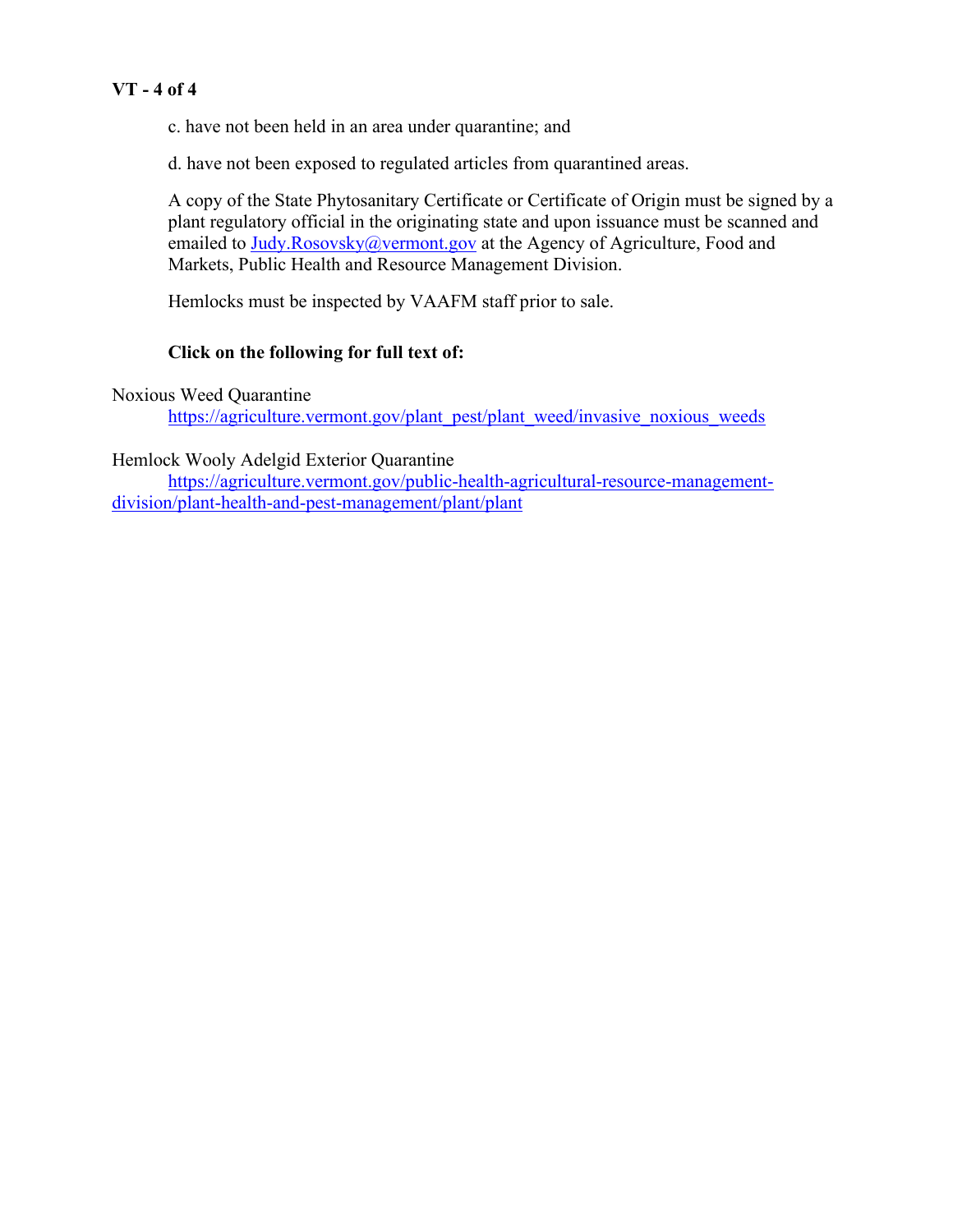c. have not been held in an area under quarantine; and

d. have not been exposed to regulated articles from quarantined areas.

A copy of the State Phytosanitary Certificate or Certificate of Origin must be signed by a plant regulatory official in the originating state and upon issuance must be scanned and emailed to Judy.Rosovsky@vermont.gov at the Agency of Agriculture, Food and Markets, Public Health and Resource Management Division.

Hemlocks must be inspected by VAAFM staff prior to sale.

**Click on the following for full text of:**

Noxious Weed Quarantine
https://agriculture.vermont.gov/plant_pest/plant_weed/invasive_noxious_weeds

Hemlock Wooly Adelgid Exterior Quarantine
https://agriculture.vermont.gov/public-health-agricultural-resource-management-division/plant-health-and-pest-management/plant/plant